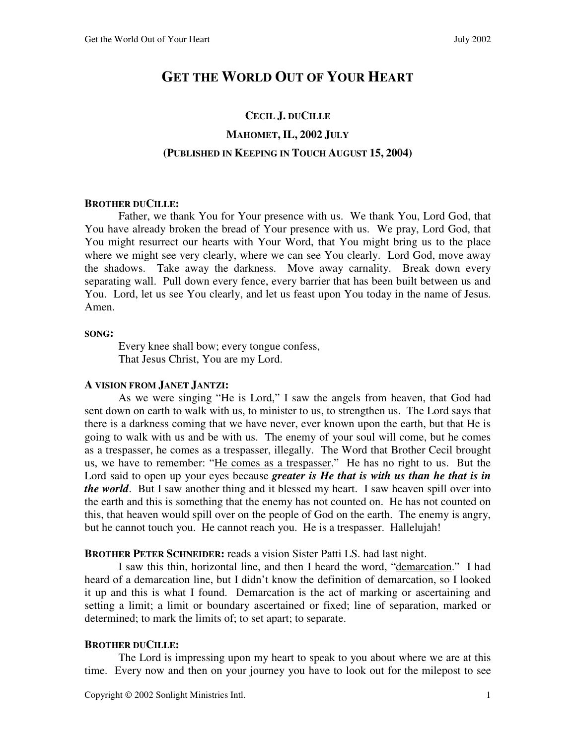# GET THE WORLD OUT OF YOUR HEART

**CECIL J. DUCILLE**

**MAHOMET, IL, 2002 JULY**

**(PUBLISHED IN KEEPING IN TOUCH AUGUST 15, 2004)**

**BROTHER DUCILLE:**

Father, we thank You for Your presence with us. We thank You, Lord God, that You have already broken the bread of Your presence with us. We pray, Lord God, that You might resurrect our hearts with Your Word, that You might bring us to the place where we might see very clearly, where we can see You clearly. Lord God, move away the shadows. Take away the darkness. Move away carnality. Break down every separating wall. Pull down every fence, every barrier that has been built between us and You. Lord, let us see You clearly, and let us feast upon You today in the name of Jesus. Amen.

**SONG:**

Every knee shall bow; every tongue confess,
That Jesus Christ, You are my Lord.

**A VISION FROM JANET JANTZI:**

As we were singing "He is Lord," I saw the angels from heaven, that God had sent down on earth to walk with us, to minister to us, to strengthen us. The Lord says that there is a darkness coming that we have never, ever known upon the earth, but that He is going to walk with us and be with us. The enemy of your soul will come, but he comes as a trespasser, he comes as a trespasser, illegally. The Word that Brother Cecil brought us, we have to remember: "He comes as a trespasser." He has no right to us. But the Lord said to open up your eyes because ***greater is He that is with us than he that is in the world***. But I saw another thing and it blessed my heart. I saw heaven spill over into the earth and this is something that the enemy has not counted on. He has not counted on this, that heaven would spill over on the people of God on the earth. The enemy is angry, but he cannot touch you. He cannot reach you. He is a trespasser. Hallelujah!

**BROTHER PETER SCHNEIDER:** reads a vision Sister Patti LS. had last night.

I saw this thin, horizontal line, and then I heard the word, "demarcation." I had heard of a demarcation line, but I didn't know the definition of demarcation, so I looked it up and this is what I found. Demarcation is the act of marking or ascertaining and setting a limit; a limit or boundary ascertained or fixed; line of separation, marked or determined; to mark the limits of; to set apart; to separate.

**BROTHER DUCILLE:**

The Lord is impressing upon my heart to speak to you about where we are at this time. Every now and then on your journey you have to look out for the milepost to see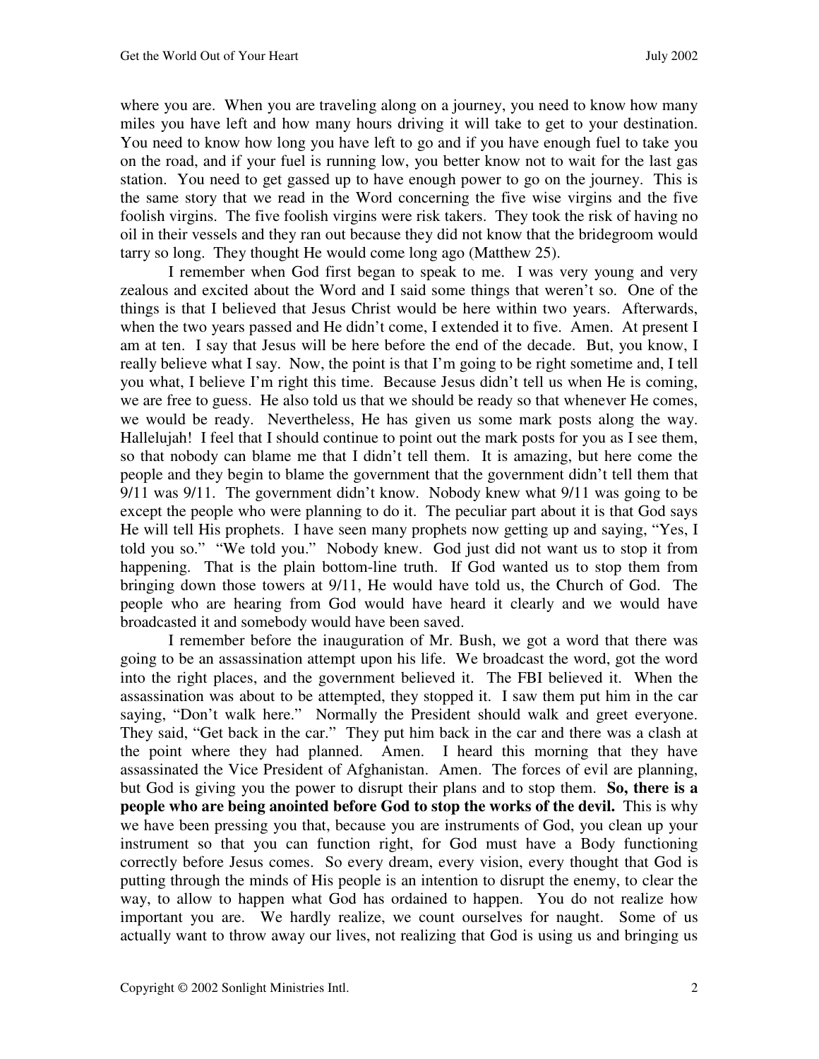where you are. When you are traveling along on a journey, you need to know how many miles you have left and how many hours driving it will take to get to your destination. You need to know how long you have left to go and if you have enough fuel to take you on the road, and if your fuel is running low, you better know not to wait for the last gas station. You need to get gassed up to have enough power to go on the journey. This is the same story that we read in the Word concerning the five wise virgins and the five foolish virgins. The five foolish virgins were risk takers. They took the risk of having no oil in their vessels and they ran out because they did not know that the bridegroom would tarry so long. They thought He would come long ago (Matthew 25).

I remember when God first began to speak to me. I was very young and very zealous and excited about the Word and I said some things that weren't so. One of the things is that I believed that Jesus Christ would be here within two years. Afterwards, when the two years passed and He didn't come, I extended it to five. Amen. At present I am at ten. I say that Jesus will be here before the end of the decade. But, you know, I really believe what I say. Now, the point is that I'm going to be right sometime and, I tell you what, I believe I'm right this time. Because Jesus didn't tell us when He is coming, we are free to guess. He also told us that we should be ready so that whenever He comes, we would be ready. Nevertheless, He has given us some mark posts along the way. Hallelujah! I feel that I should continue to point out the mark posts for you as I see them, so that nobody can blame me that I didn't tell them. It is amazing, but here come the people and they begin to blame the government that the government didn't tell them that 9/11 was 9/11. The government didn't know. Nobody knew what 9/11 was going to be except the people who were planning to do it. The peculiar part about it is that God says He will tell His prophets. I have seen many prophets now getting up and saying, "Yes, I told you so." "We told you." Nobody knew. God just did not want us to stop it from happening. That is the plain bottom-line truth. If God wanted us to stop them from bringing down those towers at 9/11, He would have told us, the Church of God. The people who are hearing from God would have heard it clearly and we would have broadcasted it and somebody would have been saved.

I remember before the inauguration of Mr. Bush, we got a word that there was going to be an assassination attempt upon his life. We broadcast the word, got the word into the right places, and the government believed it. The FBI believed it. When the assassination was about to be attempted, they stopped it. I saw them put him in the car saying, "Don't walk here." Normally the President should walk and greet everyone. They said, "Get back in the car." They put him back in the car and there was a clash at the point where they had planned. Amen. I heard this morning that they have assassinated the Vice President of Afghanistan. Amen. The forces of evil are planning, but God is giving you the power to disrupt their plans and to stop them. **So, there is a people who are being anointed before God to stop the works of the devil.** This is why we have been pressing you that, because you are instruments of God, you clean up your instrument so that you can function right, for God must have a Body functioning correctly before Jesus comes. So every dream, every vision, every thought that God is putting through the minds of His people is an intention to disrupt the enemy, to clear the way, to allow to happen what God has ordained to happen. You do not realize how important you are. We hardly realize, we count ourselves for naught. Some of us actually want to throw away our lives, not realizing that God is using us and bringing us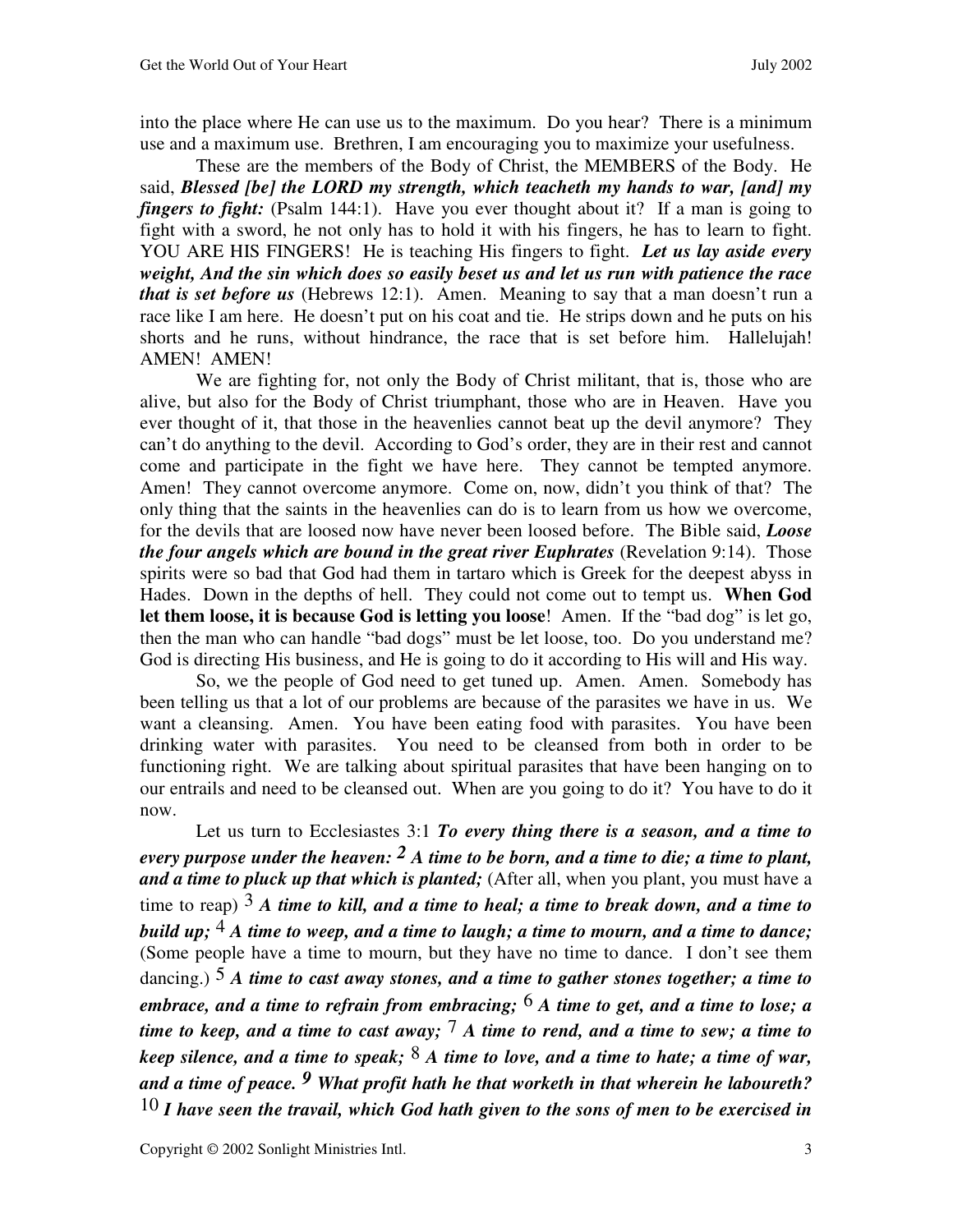into the place where He can use us to the maximum. Do you hear? There is a minimum use and a maximum use. Brethren, I am encouraging you to maximize your usefulness.

These are the members of the Body of Christ, the MEMBERS of the Body. He said, ***Blessed [be] the LORD my strength, which teacheth my hands to war, [and] my fingers to fight:*** (Psalm 144:1). Have you ever thought about it? If a man is going to fight with a sword, he not only has to hold it with his fingers, he has to learn to fight. YOU ARE HIS FINGERS! He is teaching His fingers to fight. ***Let us lay aside every weight, And the sin which does so easily beset us and let us run with patience the race that is set before us*** (Hebrews 12:1). Amen. Meaning to say that a man doesn't run a race like I am here. He doesn't put on his coat and tie. He strips down and he puts on his shorts and he runs, without hindrance, the race that is set before him. Hallelujah! AMEN! AMEN!

We are fighting for, not only the Body of Christ militant, that is, those who are alive, but also for the Body of Christ triumphant, those who are in Heaven. Have you ever thought of it, that those in the heavenlies cannot beat up the devil anymore? They can't do anything to the devil. According to God's order, they are in their rest and cannot come and participate in the fight we have here. They cannot be tempted anymore. Amen! They cannot overcome anymore. Come on, now, didn't you think of that? The only thing that the saints in the heavenlies can do is to learn from us how we overcome, for the devils that are loosed now have never been loosed before. The Bible said, ***Loose the four angels which are bound in the great river Euphrates*** (Revelation 9:14). Those spirits were so bad that God had them in tartaro which is Greek for the deepest abyss in Hades. Down in the depths of hell. They could not come out to tempt us. **When God let them loose, it is because God is letting you loose**! Amen. If the "bad dog" is let go, then the man who can handle "bad dogs" must be let loose, too. Do you understand me? God is directing His business, and He is going to do it according to His will and His way.

So, we the people of God need to get tuned up. Amen. Amen. Somebody has been telling us that a lot of our problems are because of the parasites we have in us. We want a cleansing. Amen. You have been eating food with parasites. You have been drinking water with parasites. You need to be cleansed from both in order to be functioning right. We are talking about spiritual parasites that have been hanging on to our entrails and need to be cleansed out. When are you going to do it? You have to do it now.

Let us turn to Ecclesiastes 3:1 ***To every thing there is a season, and a time to every purpose under the heaven: 2 A time to be born, and a time to die; a time to plant, and a time to pluck up that which is planted;*** (After all, when you plant, you must have a time to reap) 3 ***A time to kill, and a time to heal; a time to break down, and a time to build up;*** 4 ***A time to weep, and a time to laugh; a time to mourn, and a time to dance;*** (Some people have a time to mourn, but they have no time to dance. I don't see them dancing.) 5 ***A time to cast away stones, and a time to gather stones together; a time to embrace, and a time to refrain from embracing;*** 6 ***A time to get, and a time to lose; a time to keep, and a time to cast away;*** 7 ***A time to rend, and a time to sew; a time to keep silence, and a time to speak;*** 8 ***A time to love, and a time to hate; a time of war, and a time of peace. 9 What profit hath he that worketh in that wherein he laboureth?*** 10 ***I have seen the travail, which God hath given to the sons of men to be exercised in***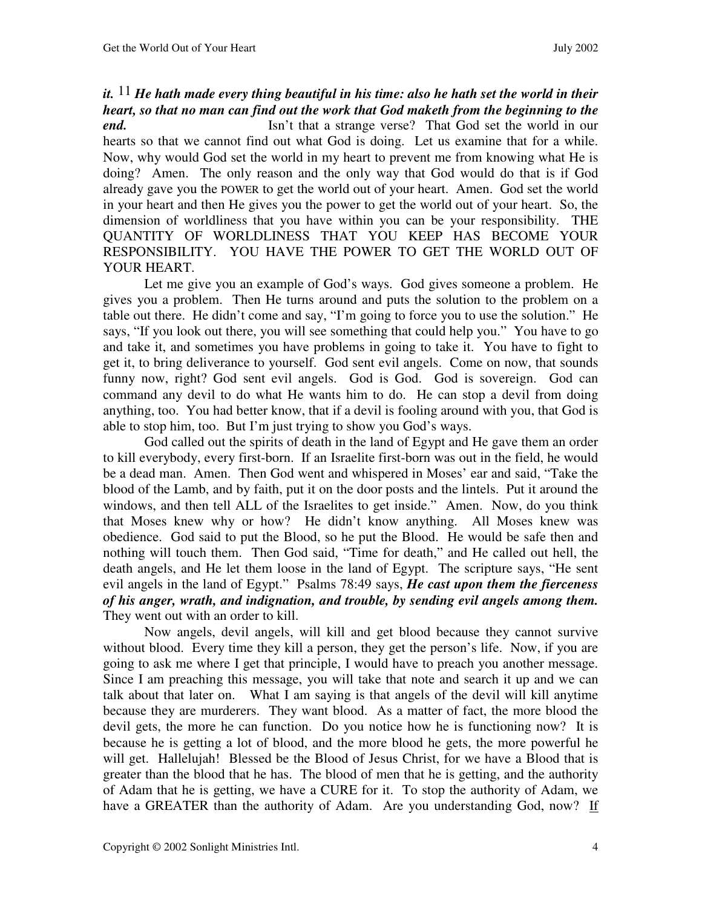***it.*** [11] ***He hath made every thing beautiful in his time: also he hath set the world in their heart, so that no man can find out the work that God maketh from the beginning to the end.*** Isn't that a strange verse? That God set the world in our hearts so that we cannot find out what God is doing. Let us examine that for a while. Now, why would God set the world in my heart to prevent me from knowing what He is doing? Amen. The only reason and the only way that God would do that is if God already gave you the POWER to get the world out of your heart. Amen. God set the world in your heart and then He gives you the power to get the world out of your heart. So, the dimension of worldliness that you have within you can be your responsibility. THE QUANTITY OF WORLDLINESS THAT YOU KEEP HAS BECOME YOUR RESPONSIBILITY. YOU HAVE THE POWER TO GET THE WORLD OUT OF YOUR HEART.

Let me give you an example of God's ways. God gives someone a problem. He gives you a problem. Then He turns around and puts the solution to the problem on a table out there. He didn't come and say, "I'm going to force you to use the solution." He says, "If you look out there, you will see something that could help you." You have to go and take it, and sometimes you have problems in going to take it. You have to fight to get it, to bring deliverance to yourself. God sent evil angels. Come on now, that sounds funny now, right? God sent evil angels. God is God. God is sovereign. God can command any devil to do what He wants him to do. He can stop a devil from doing anything, too. You had better know, that if a devil is fooling around with you, that God is able to stop him, too. But I'm just trying to show you God's ways.

God called out the spirits of death in the land of Egypt and He gave them an order to kill everybody, every first-born. If an Israelite first-born was out in the field, he would be a dead man. Amen. Then God went and whispered in Moses' ear and said, "Take the blood of the Lamb, and by faith, put it on the door posts and the lintels. Put it around the windows, and then tell ALL of the Israelites to get inside." Amen. Now, do you think that Moses knew why or how? He didn't know anything. All Moses knew was obedience. God said to put the Blood, so he put the Blood. He would be safe then and nothing will touch them. Then God said, "Time for death," and He called out hell, the death angels, and He let them loose in the land of Egypt. The scripture says, "He sent evil angels in the land of Egypt." Psalms 78:49 says, ***He cast upon them the fierceness of his anger, wrath, and indignation, and trouble, by sending evil angels among them.*** They went out with an order to kill.

Now angels, devil angels, will kill and get blood because they cannot survive without blood. Every time they kill a person, they get the person's life. Now, if you are going to ask me where I get that principle, I would have to preach you another message. Since I am preaching this message, you will take that note and search it up and we can talk about that later on. What I am saying is that angels of the devil will kill anytime because they are murderers. They want blood. As a matter of fact, the more blood the devil gets, the more he can function. Do you notice how he is functioning now? It is because he is getting a lot of blood, and the more blood he gets, the more powerful he will get. Hallelujah! Blessed be the Blood of Jesus Christ, for we have a Blood that is greater than the blood that he has. The blood of men that he is getting, and the authority of Adam that he is getting, we have a CURE for it. To stop the authority of Adam, we have a GREATER than the authority of Adam. Are you understanding God, now? <u>If</u>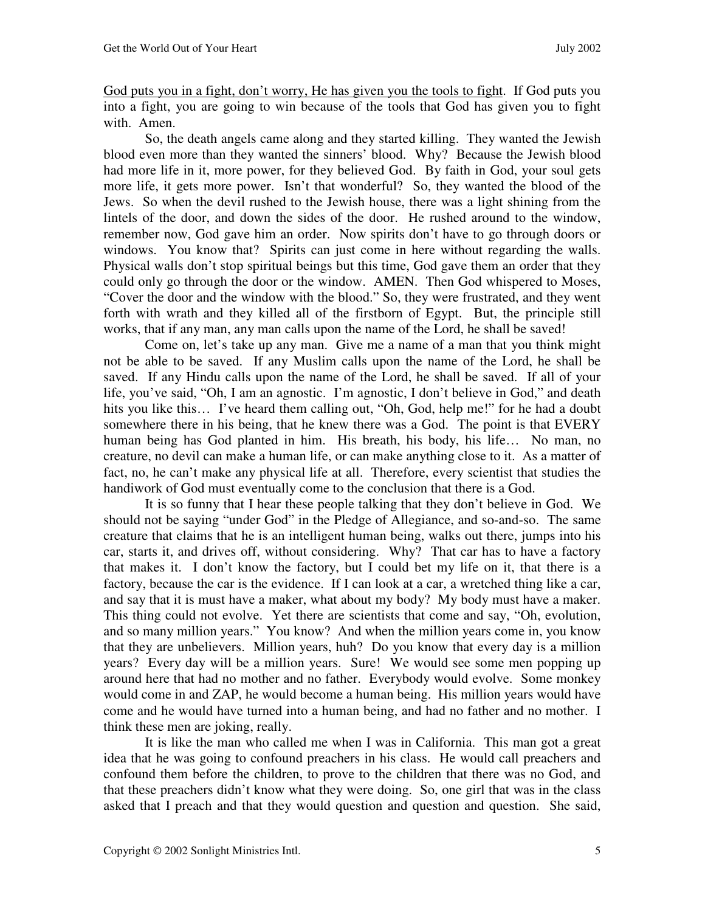God puts you in a fight, don't worry, He has given you the tools to fight. If God puts you into a fight, you are going to win because of the tools that God has given you to fight with. Amen.

So, the death angels came along and they started killing. They wanted the Jewish blood even more than they wanted the sinners' blood. Why? Because the Jewish blood had more life in it, more power, for they believed God. By faith in God, your soul gets more life, it gets more power. Isn't that wonderful? So, they wanted the blood of the Jews. So when the devil rushed to the Jewish house, there was a light shining from the lintels of the door, and down the sides of the door. He rushed around to the window, remember now, God gave him an order. Now spirits don't have to go through doors or windows. You know that? Spirits can just come in here without regarding the walls. Physical walls don't stop spiritual beings but this time, God gave them an order that they could only go through the door or the window. AMEN. Then God whispered to Moses, "Cover the door and the window with the blood." So, they were frustrated, and they went forth with wrath and they killed all of the firstborn of Egypt. But, the principle still works, that if any man, any man calls upon the name of the Lord, he shall be saved!

Come on, let's take up any man. Give me a name of a man that you think might not be able to be saved. If any Muslim calls upon the name of the Lord, he shall be saved. If any Hindu calls upon the name of the Lord, he shall be saved. If all of your life, you've said, "Oh, I am an agnostic. I'm agnostic, I don't believe in God," and death hits you like this… I've heard them calling out, "Oh, God, help me!" for he had a doubt somewhere there in his being, that he knew there was a God. The point is that EVERY human being has God planted in him. His breath, his body, his life… No man, no creature, no devil can make a human life, or can make anything close to it. As a matter of fact, no, he can't make any physical life at all. Therefore, every scientist that studies the handiwork of God must eventually come to the conclusion that there is a God.

It is so funny that I hear these people talking that they don't believe in God. We should not be saying "under God" in the Pledge of Allegiance, and so-and-so. The same creature that claims that he is an intelligent human being, walks out there, jumps into his car, starts it, and drives off, without considering. Why? That car has to have a factory that makes it. I don't know the factory, but I could bet my life on it, that there is a factory, because the car is the evidence. If I can look at a car, a wretched thing like a car, and say that it is must have a maker, what about my body? My body must have a maker. This thing could not evolve. Yet there are scientists that come and say, "Oh, evolution, and so many million years." You know? And when the million years come in, you know that they are unbelievers. Million years, huh? Do you know that every day is a million years? Every day will be a million years. Sure! We would see some men popping up around here that had no mother and no father. Everybody would evolve. Some monkey would come in and ZAP, he would become a human being. His million years would have come and he would have turned into a human being, and had no father and no mother. I think these men are joking, really.

It is like the man who called me when I was in California. This man got a great idea that he was going to confound preachers in his class. He would call preachers and confound them before the children, to prove to the children that there was no God, and that these preachers didn't know what they were doing. So, one girl that was in the class asked that I preach and that they would question and question and question. She said,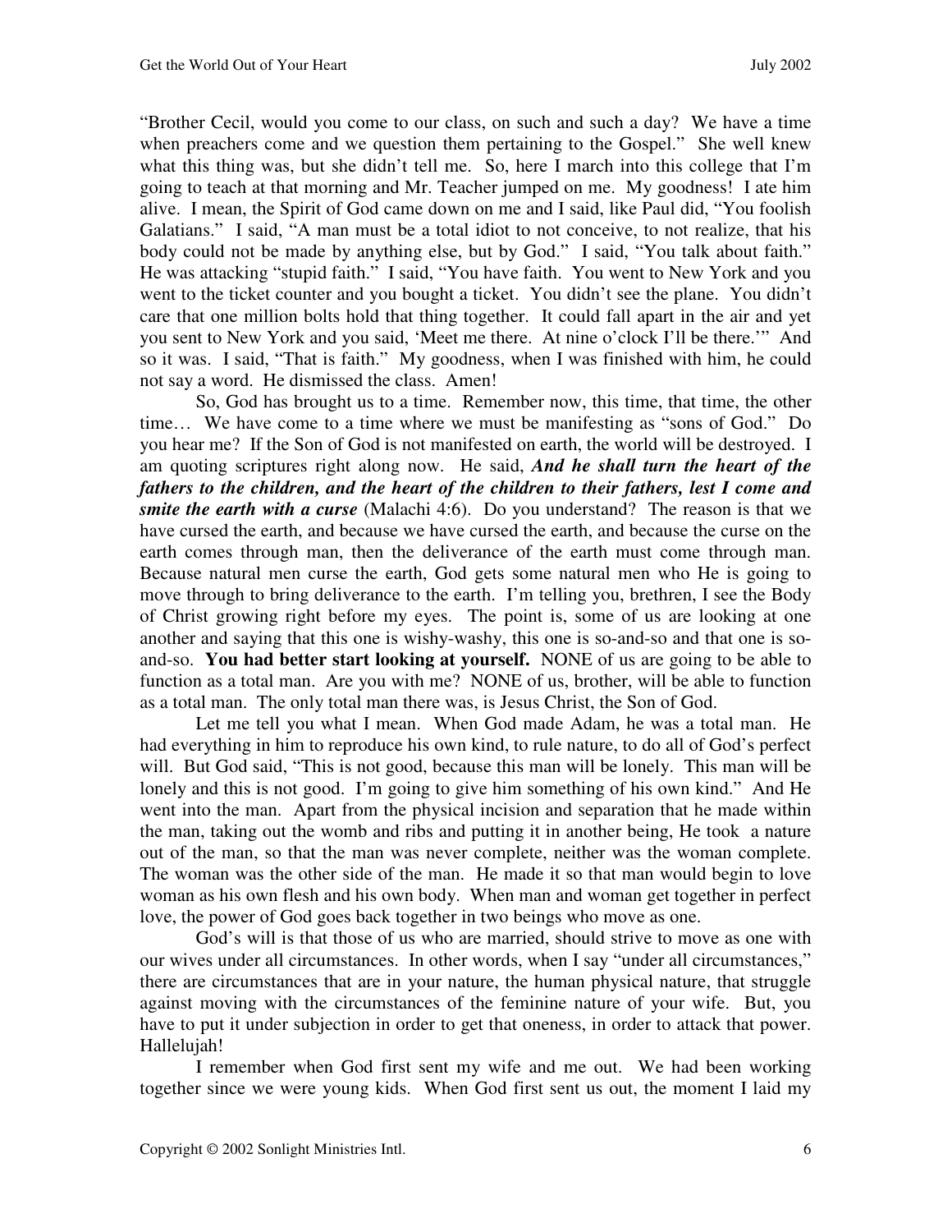"Brother Cecil, would you come to our class, on such and such a day? We have a time when preachers come and we question them pertaining to the Gospel." She well knew what this thing was, but she didn't tell me. So, here I march into this college that I'm going to teach at that morning and Mr. Teacher jumped on me. My goodness! I ate him alive. I mean, the Spirit of God came down on me and I said, like Paul did, "You foolish Galatians." I said, "A man must be a total idiot to not conceive, to not realize, that his body could not be made by anything else, but by God." I said, "You talk about faith." He was attacking "stupid faith." I said, "You have faith. You went to New York and you went to the ticket counter and you bought a ticket. You didn't see the plane. You didn't care that one million bolts hold that thing together. It could fall apart in the air and yet you sent to New York and you said, 'Meet me there. At nine o'clock I'll be there.'" And so it was. I said, "That is faith." My goodness, when I was finished with him, he could not say a word. He dismissed the class. Amen!

So, God has brought us to a time. Remember now, this time, that time, the other time… We have come to a time where we must be manifesting as "sons of God." Do you hear me? If the Son of God is not manifested on earth, the world will be destroyed. I am quoting scriptures right along now. He said, ***And he shall turn the heart of the fathers to the children, and the heart of the children to their fathers, lest I come and smite the earth with a curse*** (Malachi 4:6). Do you understand? The reason is that we have cursed the earth, and because we have cursed the earth, and because the curse on the earth comes through man, then the deliverance of the earth must come through man. Because natural men curse the earth, God gets some natural men who He is going to move through to bring deliverance to the earth. I'm telling you, brethren, I see the Body of Christ growing right before my eyes. The point is, some of us are looking at one another and saying that this one is wishy-washy, this one is so-and-so and that one is so-and-so. **You had better start looking at yourself.** NONE of us are going to be able to function as a total man. Are you with me? NONE of us, brother, will be able to function as a total man. The only total man there was, is Jesus Christ, the Son of God.

Let me tell you what I mean. When God made Adam, he was a total man. He had everything in him to reproduce his own kind, to rule nature, to do all of God's perfect will. But God said, "This is not good, because this man will be lonely. This man will be lonely and this is not good. I'm going to give him something of his own kind." And He went into the man. Apart from the physical incision and separation that he made within the man, taking out the womb and ribs and putting it in another being, He took a nature out of the man, so that the man was never complete, neither was the woman complete. The woman was the other side of the man. He made it so that man would begin to love woman as his own flesh and his own body. When man and woman get together in perfect love, the power of God goes back together in two beings who move as one.

God's will is that those of us who are married, should strive to move as one with our wives under all circumstances. In other words, when I say "under all circumstances," there are circumstances that are in your nature, the human physical nature, that struggle against moving with the circumstances of the feminine nature of your wife. But, you have to put it under subjection in order to get that oneness, in order to attack that power. Hallelujah!

I remember when God first sent my wife and me out. We had been working together since we were young kids. When God first sent us out, the moment I laid my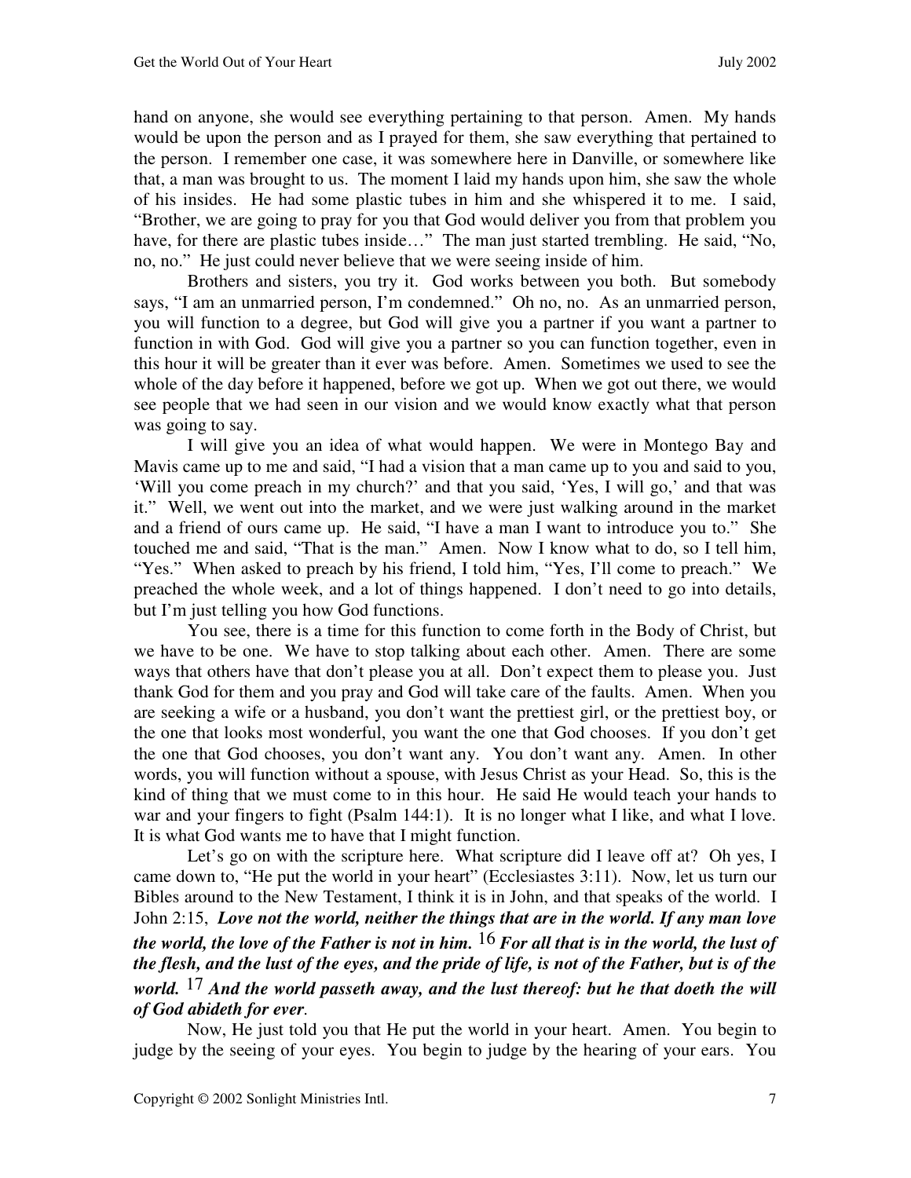hand on anyone, she would see everything pertaining to that person. Amen. My hands would be upon the person and as I prayed for them, she saw everything that pertained to the person. I remember one case, it was somewhere here in Danville, or somewhere like that, a man was brought to us. The moment I laid my hands upon him, she saw the whole of his insides. He had some plastic tubes in him and she whispered it to me. I said, "Brother, we are going to pray for you that God would deliver you from that problem you have, for there are plastic tubes inside…" The man just started trembling. He said, "No, no, no." He just could never believe that we were seeing inside of him.

Brothers and sisters, you try it. God works between you both. But somebody says, "I am an unmarried person, I'm condemned." Oh no, no. As an unmarried person, you will function to a degree, but God will give you a partner if you want a partner to function in with God. God will give you a partner so you can function together, even in this hour it will be greater than it ever was before. Amen. Sometimes we used to see the whole of the day before it happened, before we got up. When we got out there, we would see people that we had seen in our vision and we would know exactly what that person was going to say.

I will give you an idea of what would happen. We were in Montego Bay and Mavis came up to me and said, "I had a vision that a man came up to you and said to you, 'Will you come preach in my church?' and that you said, 'Yes, I will go,' and that was it." Well, we went out into the market, and we were just walking around in the market and a friend of ours came up. He said, "I have a man I want to introduce you to." She touched me and said, "That is the man." Amen. Now I know what to do, so I tell him, "Yes." When asked to preach by his friend, I told him, "Yes, I'll come to preach." We preached the whole week, and a lot of things happened. I don't need to go into details, but I'm just telling you how God functions.

You see, there is a time for this function to come forth in the Body of Christ, but we have to be one. We have to stop talking about each other. Amen. There are some ways that others have that don't please you at all. Don't expect them to please you. Just thank God for them and you pray and God will take care of the faults. Amen. When you are seeking a wife or a husband, you don't want the prettiest girl, or the prettiest boy, or the one that looks most wonderful, you want the one that God chooses. If you don't get the one that God chooses, you don't want any. You don't want any. Amen. In other words, you will function without a spouse, with Jesus Christ as your Head. So, this is the kind of thing that we must come to in this hour. He said He would teach your hands to war and your fingers to fight (Psalm 144:1). It is no longer what I like, and what I love. It is what God wants me to have that I might function.

Let's go on with the scripture here. What scripture did I leave off at? Oh yes, I came down to, "He put the world in your heart" (Ecclesiastes 3:11). Now, let us turn our Bibles around to the New Testament, I think it is in John, and that speaks of the world. I John 2:15, ***Love not the world, neither the things that are in the world. If any man love the world, the love of the Father is not in him.*** 16 ***For all that is in the world, the lust of the flesh, and the lust of the eyes, and the pride of life, is not of the Father, but is of the world.*** 17 ***And the world passeth away, and the lust thereof: but he that doeth the will of God abideth for ever***.

Now, He just told you that He put the world in your heart. Amen. You begin to judge by the seeing of your eyes. You begin to judge by the hearing of your ears. You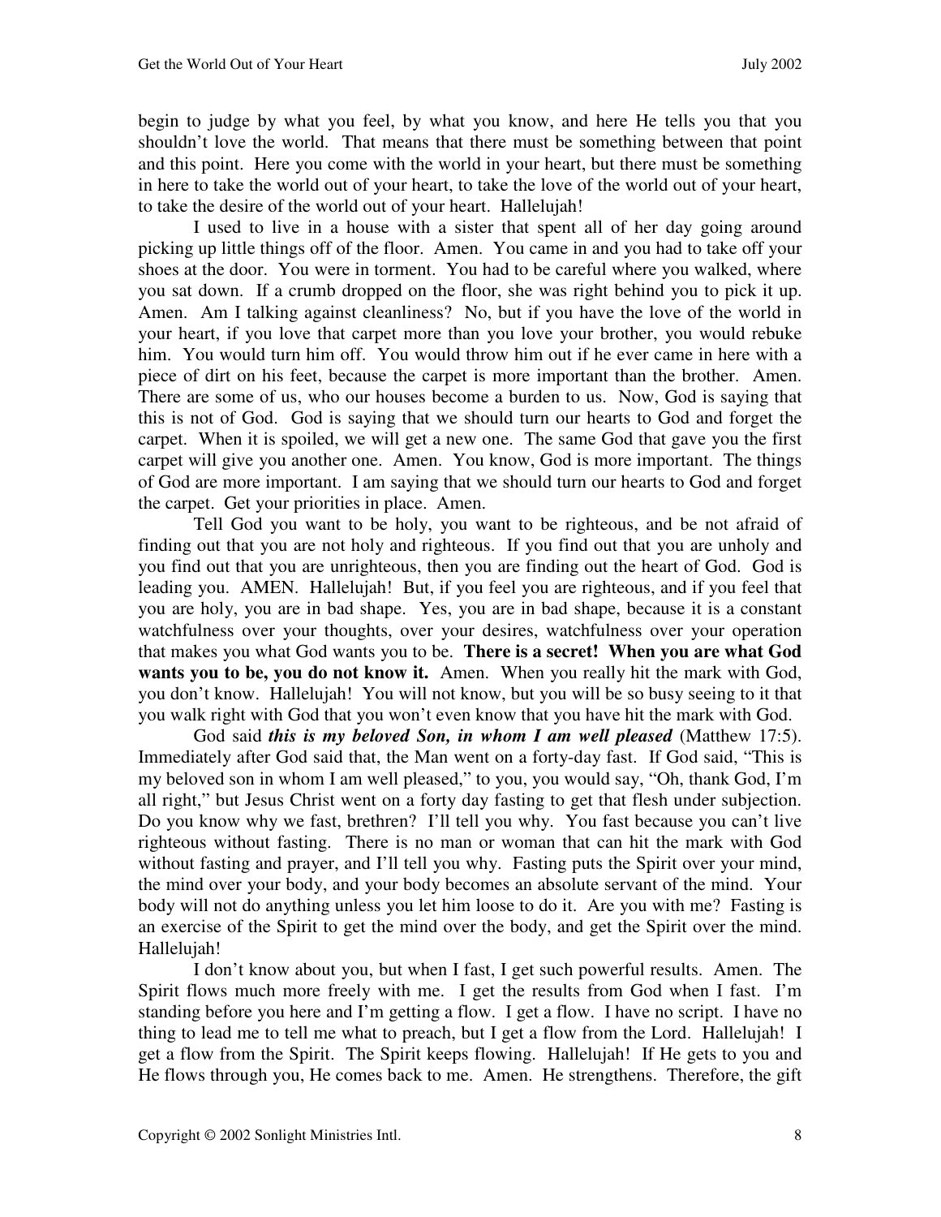begin to judge by what you feel, by what you know, and here He tells you that you shouldn't love the world. That means that there must be something between that point and this point. Here you come with the world in your heart, but there must be something in here to take the world out of your heart, to take the love of the world out of your heart, to take the desire of the world out of your heart. Hallelujah!

I used to live in a house with a sister that spent all of her day going around picking up little things off of the floor. Amen. You came in and you had to take off your shoes at the door. You were in torment. You had to be careful where you walked, where you sat down. If a crumb dropped on the floor, she was right behind you to pick it up. Amen. Am I talking against cleanliness? No, but if you have the love of the world in your heart, if you love that carpet more than you love your brother, you would rebuke him. You would turn him off. You would throw him out if he ever came in here with a piece of dirt on his feet, because the carpet is more important than the brother. Amen. There are some of us, who our houses become a burden to us. Now, God is saying that this is not of God. God is saying that we should turn our hearts to God and forget the carpet. When it is spoiled, we will get a new one. The same God that gave you the first carpet will give you another one. Amen. You know, God is more important. The things of God are more important. I am saying that we should turn our hearts to God and forget the carpet. Get your priorities in place. Amen.

Tell God you want to be holy, you want to be righteous, and be not afraid of finding out that you are not holy and righteous. If you find out that you are unholy and you find out that you are unrighteous, then you are finding out the heart of God. God is leading you. AMEN. Hallelujah! But, if you feel you are righteous, and if you feel that you are holy, you are in bad shape. Yes, you are in bad shape, because it is a constant watchfulness over your thoughts, over your desires, watchfulness over your operation that makes you what God wants you to be. **There is a secret! When you are what God wants you to be, you do not know it.** Amen. When you really hit the mark with God, you don't know. Hallelujah! You will not know, but you will be so busy seeing to it that you walk right with God that you won't even know that you have hit the mark with God.

God said ***this is my beloved Son, in whom I am well pleased*** (Matthew 17:5). Immediately after God said that, the Man went on a forty-day fast. If God said, "This is my beloved son in whom I am well pleased," to you, you would say, "Oh, thank God, I'm all right," but Jesus Christ went on a forty day fasting to get that flesh under subjection. Do you know why we fast, brethren? I'll tell you why. You fast because you can't live righteous without fasting. There is no man or woman that can hit the mark with God without fasting and prayer, and I'll tell you why. Fasting puts the Spirit over your mind, the mind over your body, and your body becomes an absolute servant of the mind. Your body will not do anything unless you let him loose to do it. Are you with me? Fasting is an exercise of the Spirit to get the mind over the body, and get the Spirit over the mind. Hallelujah!

I don't know about you, but when I fast, I get such powerful results. Amen. The Spirit flows much more freely with me. I get the results from God when I fast. I'm standing before you here and I'm getting a flow. I get a flow. I have no script. I have no thing to lead me to tell me what to preach, but I get a flow from the Lord. Hallelujah! I get a flow from the Spirit. The Spirit keeps flowing. Hallelujah! If He gets to you and He flows through you, He comes back to me. Amen. He strengthens. Therefore, the gift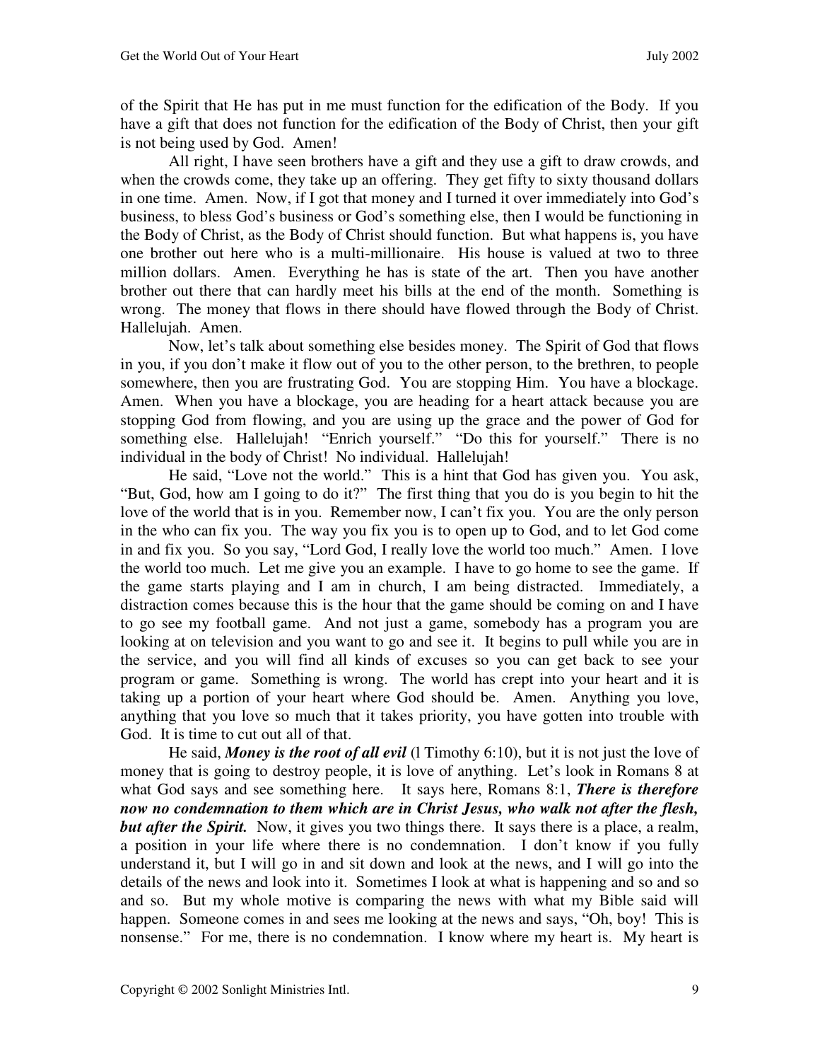of the Spirit that He has put in me must function for the edification of the Body. If you have a gift that does not function for the edification of the Body of Christ, then your gift is not being used by God. Amen!

All right, I have seen brothers have a gift and they use a gift to draw crowds, and when the crowds come, they take up an offering. They get fifty to sixty thousand dollars in one time. Amen. Now, if I got that money and I turned it over immediately into God's business, to bless God's business or God's something else, then I would be functioning in the Body of Christ, as the Body of Christ should function. But what happens is, you have one brother out here who is a multi-millionaire. His house is valued at two to three million dollars. Amen. Everything he has is state of the art. Then you have another brother out there that can hardly meet his bills at the end of the month. Something is wrong. The money that flows in there should have flowed through the Body of Christ. Hallelujah. Amen.

Now, let's talk about something else besides money. The Spirit of God that flows in you, if you don't make it flow out of you to the other person, to the brethren, to people somewhere, then you are frustrating God. You are stopping Him. You have a blockage. Amen. When you have a blockage, you are heading for a heart attack because you are stopping God from flowing, and you are using up the grace and the power of God for something else. Hallelujah! "Enrich yourself." "Do this for yourself." There is no individual in the body of Christ! No individual. Hallelujah!

He said, "Love not the world." This is a hint that God has given you. You ask, "But, God, how am I going to do it?" The first thing that you do is you begin to hit the love of the world that is in you. Remember now, I can't fix you. You are the only person in the who can fix you. The way you fix you is to open up to God, and to let God come in and fix you. So you say, "Lord God, I really love the world too much." Amen. I love the world too much. Let me give you an example. I have to go home to see the game. If the game starts playing and I am in church, I am being distracted. Immediately, a distraction comes because this is the hour that the game should be coming on and I have to go see my football game. And not just a game, somebody has a program you are looking at on television and you want to go and see it. It begins to pull while you are in the service, and you will find all kinds of excuses so you can get back to see your program or game. Something is wrong. The world has crept into your heart and it is taking up a portion of your heart where God should be. Amen. Anything you love, anything that you love so much that it takes priority, you have gotten into trouble with God. It is time to cut out all of that.

He said, ***Money is the root of all evil*** (l Timothy 6:10), but it is not just the love of money that is going to destroy people, it is love of anything. Let's look in Romans 8 at what God says and see something here. It says here, Romans 8:1, ***There is therefore now no condemnation to them which are in Christ Jesus, who walk not after the flesh, but after the Spirit.*** Now, it gives you two things there. It says there is a place, a realm, a position in your life where there is no condemnation. I don't know if you fully understand it, but I will go in and sit down and look at the news, and I will go into the details of the news and look into it. Sometimes I look at what is happening and so and so and so. But my whole motive is comparing the news with what my Bible said will happen. Someone comes in and sees me looking at the news and says, "Oh, boy! This is nonsense." For me, there is no condemnation. I know where my heart is. My heart is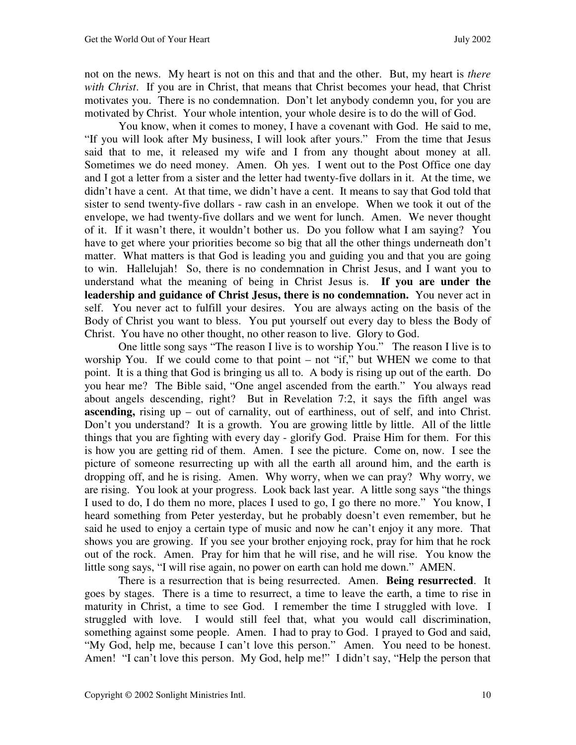not on the news. My heart is not on this and that and the other. But, my heart is *there with Christ*. If you are in Christ, that means that Christ becomes your head, that Christ motivates you. There is no condemnation. Don't let anybody condemn you, for you are motivated by Christ. Your whole intention, your whole desire is to do the will of God.

You know, when it comes to money, I have a covenant with God. He said to me, "If you will look after My business, I will look after yours." From the time that Jesus said that to me, it released my wife and I from any thought about money at all. Sometimes we do need money. Amen. Oh yes. I went out to the Post Office one day and I got a letter from a sister and the letter had twenty-five dollars in it. At the time, we didn't have a cent. At that time, we didn't have a cent. It means to say that God told that sister to send twenty-five dollars - raw cash in an envelope. When we took it out of the envelope, we had twenty-five dollars and we went for lunch. Amen. We never thought of it. If it wasn't there, it wouldn't bother us. Do you follow what I am saying? You have to get where your priorities become so big that all the other things underneath don't matter. What matters is that God is leading you and guiding you and that you are going to win. Hallelujah! So, there is no condemnation in Christ Jesus, and I want you to understand what the meaning of being in Christ Jesus is. **If you are under the leadership and guidance of Christ Jesus, there is no condemnation.** You never act in self. You never act to fulfill your desires. You are always acting on the basis of the Body of Christ you want to bless. You put yourself out every day to bless the Body of Christ. You have no other thought, no other reason to live. Glory to God.

One little song says "The reason I live is to worship You." The reason I live is to worship You. If we could come to that point – not "if," but WHEN we come to that point. It is a thing that God is bringing us all to. A body is rising up out of the earth. Do you hear me? The Bible said, "One angel ascended from the earth." You always read about angels descending, right? But in Revelation 7:2, it says the fifth angel was **ascending,** rising up – out of carnality, out of earthiness, out of self, and into Christ. Don't you understand? It is a growth. You are growing little by little. All of the little things that you are fighting with every day - glorify God. Praise Him for them. For this is how you are getting rid of them. Amen. I see the picture. Come on, now. I see the picture of someone resurrecting up with all the earth all around him, and the earth is dropping off, and he is rising. Amen. Why worry, when we can pray? Why worry, we are rising. You look at your progress. Look back last year. A little song says "the things I used to do, I do them no more, places I used to go, I go there no more." You know, I heard something from Peter yesterday, but he probably doesn't even remember, but he said he used to enjoy a certain type of music and now he can't enjoy it any more. That shows you are growing. If you see your brother enjoying rock, pray for him that he rock out of the rock. Amen. Pray for him that he will rise, and he will rise. You know the little song says, "I will rise again, no power on earth can hold me down." AMEN.

There is a resurrection that is being resurrected. Amen. **Being resurrected**. It goes by stages. There is a time to resurrect, a time to leave the earth, a time to rise in maturity in Christ, a time to see God. I remember the time I struggled with love. I struggled with love. I would still feel that, what you would call discrimination, something against some people. Amen. I had to pray to God. I prayed to God and said, "My God, help me, because I can't love this person." Amen. You need to be honest. Amen! "I can't love this person. My God, help me!" I didn't say, "Help the person that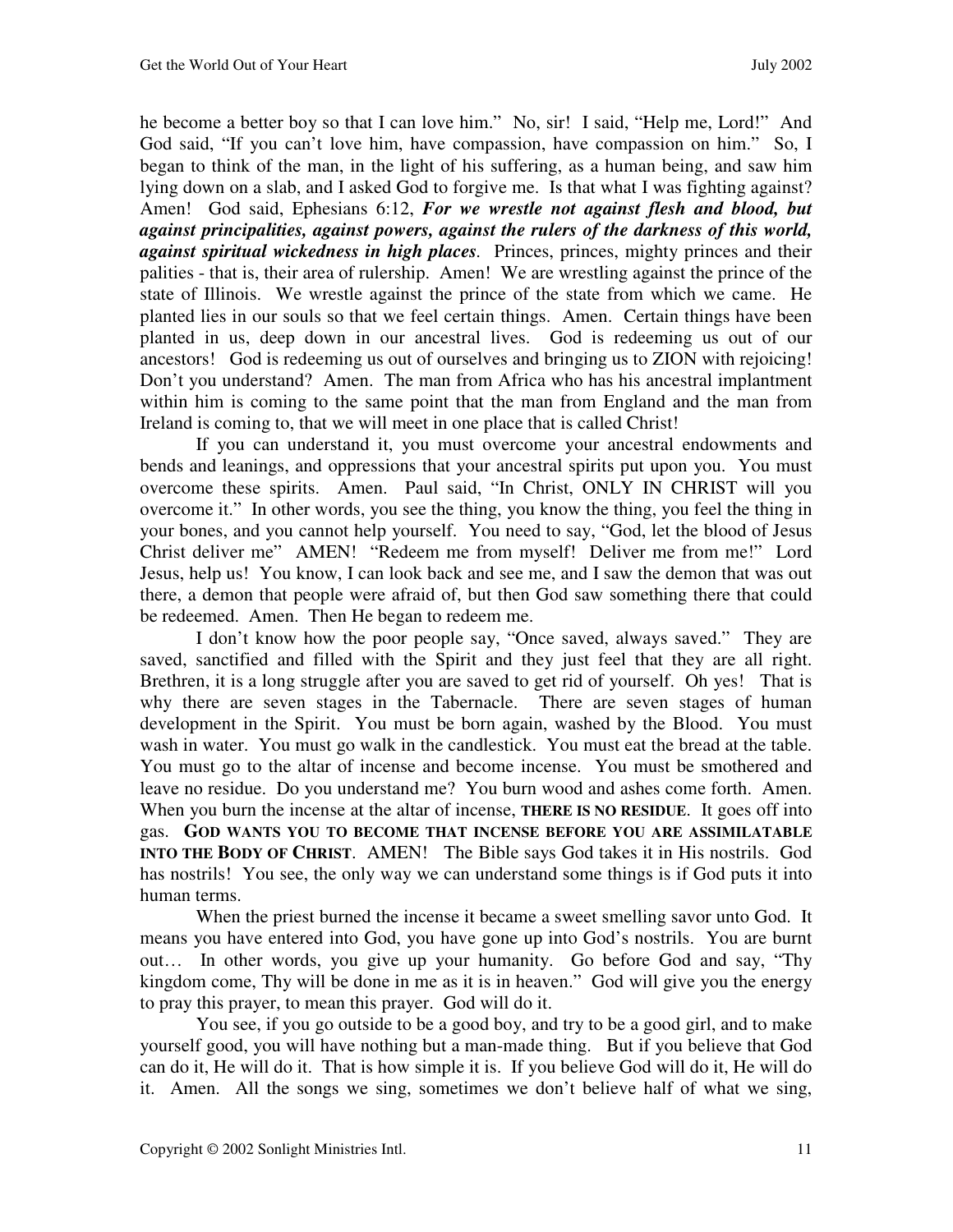he become a better boy so that I can love him." No, sir! I said, "Help me, Lord!" And God said, "If you can't love him, have compassion, have compassion on him." So, I began to think of the man, in the light of his suffering, as a human being, and saw him lying down on a slab, and I asked God to forgive me. Is that what I was fighting against? Amen! God said, Ephesians 6:12, ***For we wrestle not against flesh and blood, but against principalities, against powers, against the rulers of the darkness of this world, against spiritual wickedness in high places***. Princes, princes, mighty princes and their palities - that is, their area of rulership. Amen! We are wrestling against the prince of the state of Illinois. We wrestle against the prince of the state from which we came. He planted lies in our souls so that we feel certain things. Amen. Certain things have been planted in us, deep down in our ancestral lives. God is redeeming us out of our ancestors! God is redeeming us out of ourselves and bringing us to ZION with rejoicing! Don't you understand? Amen. The man from Africa who has his ancestral implantment within him is coming to the same point that the man from England and the man from Ireland is coming to, that we will meet in one place that is called Christ!

If you can understand it, you must overcome your ancestral endowments and bends and leanings, and oppressions that your ancestral spirits put upon you. You must overcome these spirits. Amen. Paul said, "In Christ, ONLY IN CHRIST will you overcome it." In other words, you see the thing, you know the thing, you feel the thing in your bones, and you cannot help yourself. You need to say, "God, let the blood of Jesus Christ deliver me" AMEN! "Redeem me from myself! Deliver me from me!" Lord Jesus, help us! You know, I can look back and see me, and I saw the demon that was out there, a demon that people were afraid of, but then God saw something there that could be redeemed. Amen. Then He began to redeem me.

I don't know how the poor people say, "Once saved, always saved." They are saved, sanctified and filled with the Spirit and they just feel that they are all right. Brethren, it is a long struggle after you are saved to get rid of yourself. Oh yes! That is why there are seven stages in the Tabernacle. There are seven stages of human development in the Spirit. You must be born again, washed by the Blood. You must wash in water. You must go walk in the candlestick. You must eat the bread at the table. You must go to the altar of incense and become incense. You must be smothered and leave no residue. Do you understand me? You burn wood and ashes come forth. Amen. When you burn the incense at the altar of incense, **THERE IS NO RESIDUE**. It goes off into gas. **GOD WANTS YOU TO BECOME THAT INCENSE BEFORE YOU ARE ASSIMILATABLE INTO THE BODY OF CHRIST**. AMEN! The Bible says God takes it in His nostrils. God has nostrils! You see, the only way we can understand some things is if God puts it into human terms.

When the priest burned the incense it became a sweet smelling savor unto God. It means you have entered into God, you have gone up into God's nostrils. You are burnt out… In other words, you give up your humanity. Go before God and say, "Thy kingdom come, Thy will be done in me as it is in heaven." God will give you the energy to pray this prayer, to mean this prayer. God will do it.

You see, if you go outside to be a good boy, and try to be a good girl, and to make yourself good, you will have nothing but a man-made thing. But if you believe that God can do it, He will do it. That is how simple it is. If you believe God will do it, He will do it. Amen. All the songs we sing, sometimes we don't believe half of what we sing,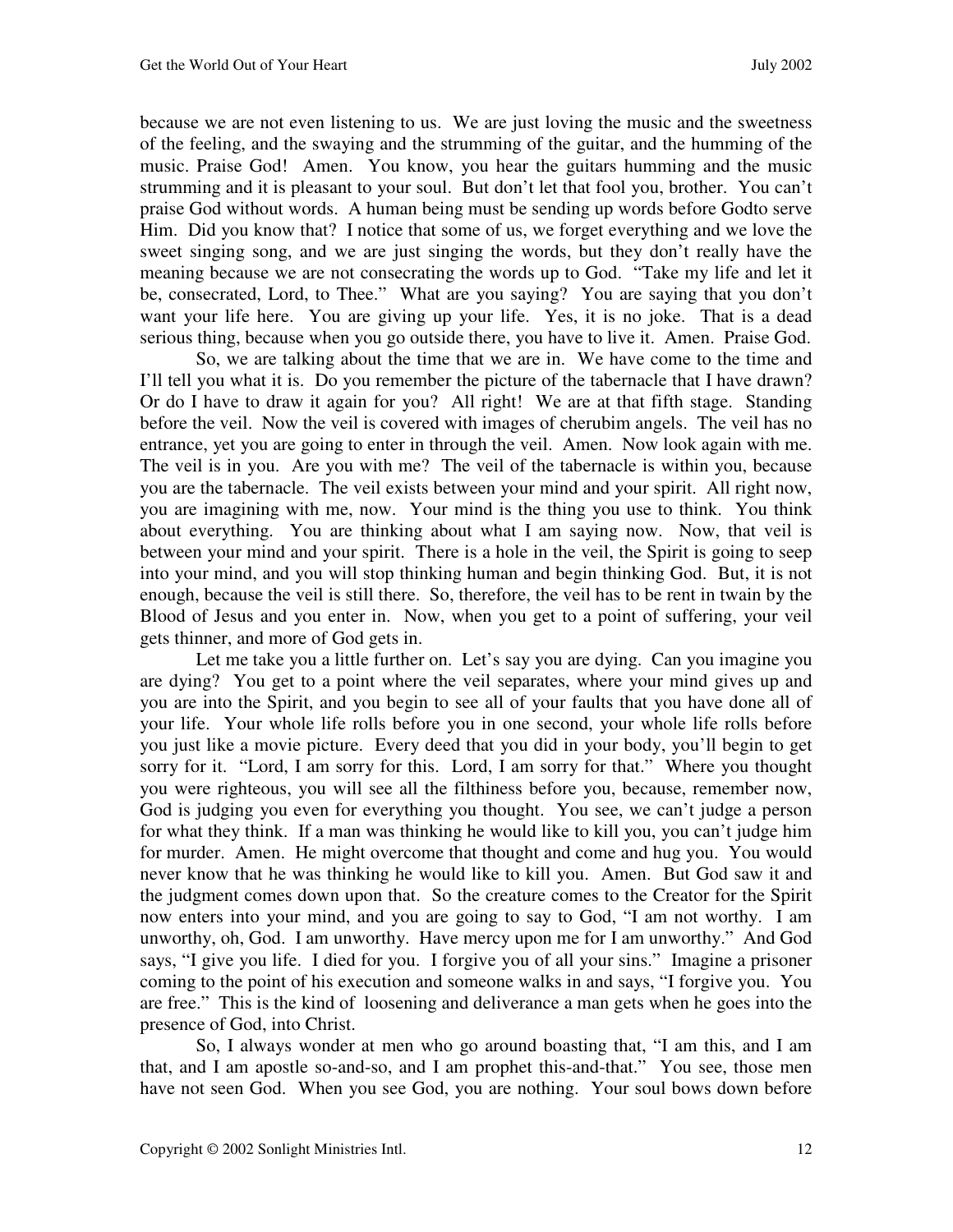because we are not even listening to us. We are just loving the music and the sweetness of the feeling, and the swaying and the strumming of the guitar, and the humming of the music. Praise God! Amen. You know, you hear the guitars humming and the music strumming and it is pleasant to your soul. But don't let that fool you, brother. You can't praise God without words. A human being must be sending up words before Godto serve Him. Did you know that? I notice that some of us, we forget everything and we love the sweet singing song, and we are just singing the words, but they don't really have the meaning because we are not consecrating the words up to God. "Take my life and let it be, consecrated, Lord, to Thee." What are you saying? You are saying that you don't want your life here. You are giving up your life. Yes, it is no joke. That is a dead serious thing, because when you go outside there, you have to live it. Amen. Praise God.

So, we are talking about the time that we are in. We have come to the time and I'll tell you what it is. Do you remember the picture of the tabernacle that I have drawn? Or do I have to draw it again for you? All right! We are at that fifth stage. Standing before the veil. Now the veil is covered with images of cherubim angels. The veil has no entrance, yet you are going to enter in through the veil. Amen. Now look again with me. The veil is in you. Are you with me? The veil of the tabernacle is within you, because you are the tabernacle. The veil exists between your mind and your spirit. All right now, you are imagining with me, now. Your mind is the thing you use to think. You think about everything. You are thinking about what I am saying now. Now, that veil is between your mind and your spirit. There is a hole in the veil, the Spirit is going to seep into your mind, and you will stop thinking human and begin thinking God. But, it is not enough, because the veil is still there. So, therefore, the veil has to be rent in twain by the Blood of Jesus and you enter in. Now, when you get to a point of suffering, your veil gets thinner, and more of God gets in.

Let me take you a little further on. Let's say you are dying. Can you imagine you are dying? You get to a point where the veil separates, where your mind gives up and you are into the Spirit, and you begin to see all of your faults that you have done all of your life. Your whole life rolls before you in one second, your whole life rolls before you just like a movie picture. Every deed that you did in your body, you'll begin to get sorry for it. "Lord, I am sorry for this. Lord, I am sorry for that." Where you thought you were righteous, you will see all the filthiness before you, because, remember now, God is judging you even for everything you thought. You see, we can't judge a person for what they think. If a man was thinking he would like to kill you, you can't judge him for murder. Amen. He might overcome that thought and come and hug you. You would never know that he was thinking he would like to kill you. Amen. But God saw it and the judgment comes down upon that. So the creature comes to the Creator for the Spirit now enters into your mind, and you are going to say to God, "I am not worthy. I am unworthy, oh, God. I am unworthy. Have mercy upon me for I am unworthy." And God says, "I give you life. I died for you. I forgive you of all your sins." Imagine a prisoner coming to the point of his execution and someone walks in and says, "I forgive you. You are free." This is the kind of loosening and deliverance a man gets when he goes into the presence of God, into Christ.

So, I always wonder at men who go around boasting that, "I am this, and I am that, and I am apostle so-and-so, and I am prophet this-and-that." You see, those men have not seen God. When you see God, you are nothing. Your soul bows down before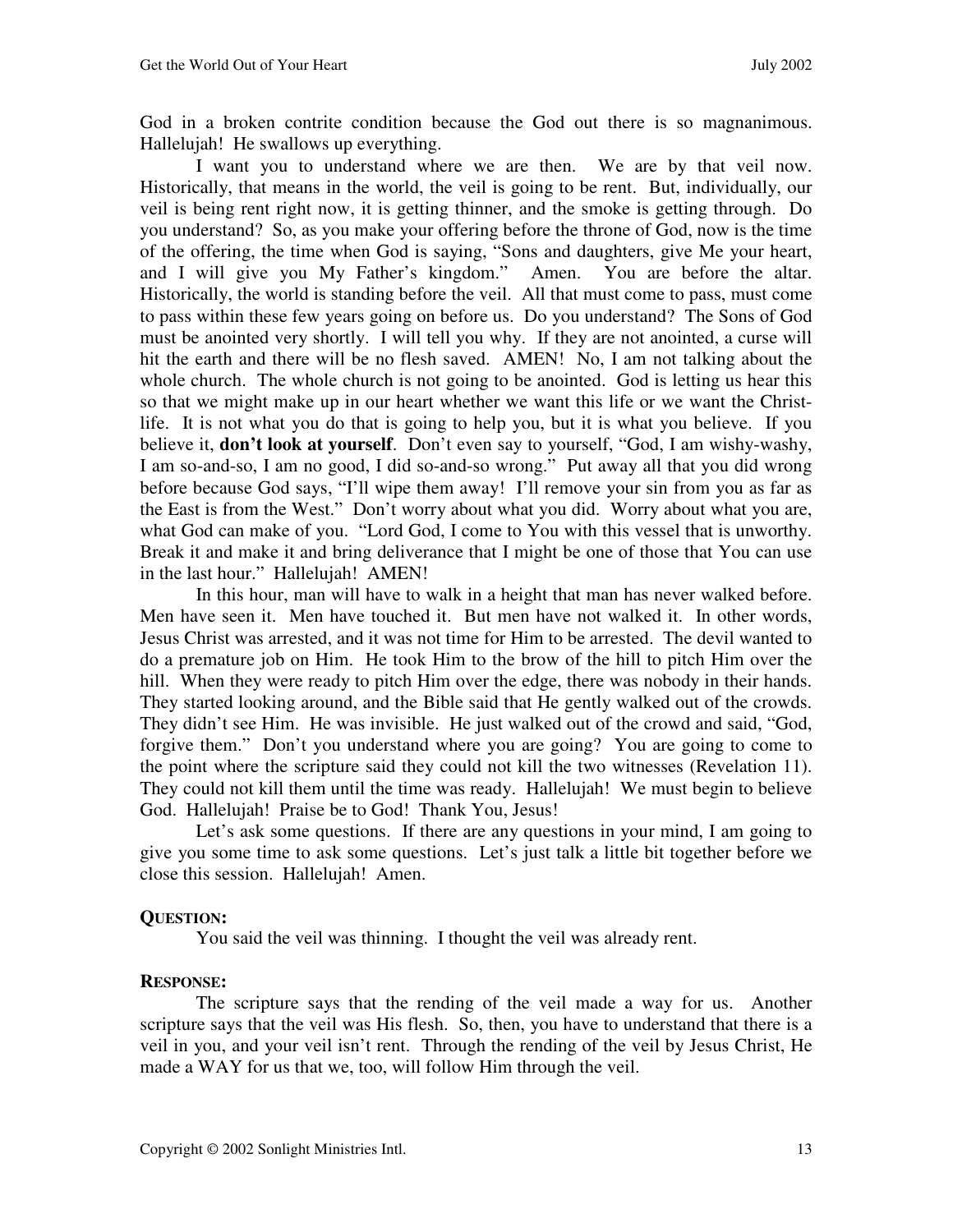God in a broken contrite condition because the God out there is so magnanimous. Hallelujah! He swallows up everything.

I want you to understand where we are then. We are by that veil now. Historically, that means in the world, the veil is going to be rent. But, individually, our veil is being rent right now, it is getting thinner, and the smoke is getting through. Do you understand? So, as you make your offering before the throne of God, now is the time of the offering, the time when God is saying, "Sons and daughters, give Me your heart, and I will give you My Father's kingdom." Amen. You are before the altar. Historically, the world is standing before the veil. All that must come to pass, must come to pass within these few years going on before us. Do you understand? The Sons of God must be anointed very shortly. I will tell you why. If they are not anointed, a curse will hit the earth and there will be no flesh saved. AMEN! No, I am not talking about the whole church. The whole church is not going to be anointed. God is letting us hear this so that we might make up in our heart whether we want this life or we want the Christ-life. It is not what you do that is going to help you, but it is what you believe. If you believe it, **don't look at yourself**. Don't even say to yourself, "God, I am wishy-washy, I am so-and-so, I am no good, I did so-and-so wrong." Put away all that you did wrong before because God says, "I'll wipe them away! I'll remove your sin from you as far as the East is from the West." Don't worry about what you did. Worry about what you are, what God can make of you. "Lord God, I come to You with this vessel that is unworthy. Break it and make it and bring deliverance that I might be one of those that You can use in the last hour." Hallelujah! AMEN!

In this hour, man will have to walk in a height that man has never walked before. Men have seen it. Men have touched it. But men have not walked it. In other words, Jesus Christ was arrested, and it was not time for Him to be arrested. The devil wanted to do a premature job on Him. He took Him to the brow of the hill to pitch Him over the hill. When they were ready to pitch Him over the edge, there was nobody in their hands. They started looking around, and the Bible said that He gently walked out of the crowds. They didn't see Him. He was invisible. He just walked out of the crowd and said, "God, forgive them." Don't you understand where you are going? You are going to come to the point where the scripture said they could not kill the two witnesses (Revelation 11). They could not kill them until the time was ready. Hallelujah! We must begin to believe God. Hallelujah! Praise be to God! Thank You, Jesus!

Let's ask some questions. If there are any questions in your mind, I am going to give you some time to ask some questions. Let's just talk a little bit together before we close this session. Hallelujah! Amen.

**QUESTION:**

You said the veil was thinning. I thought the veil was already rent.

**RESPONSE:**

The scripture says that the rending of the veil made a way for us. Another scripture says that the veil was His flesh. So, then, you have to understand that there is a veil in you, and your veil isn't rent. Through the rending of the veil by Jesus Christ, He made a WAY for us that we, too, will follow Him through the veil.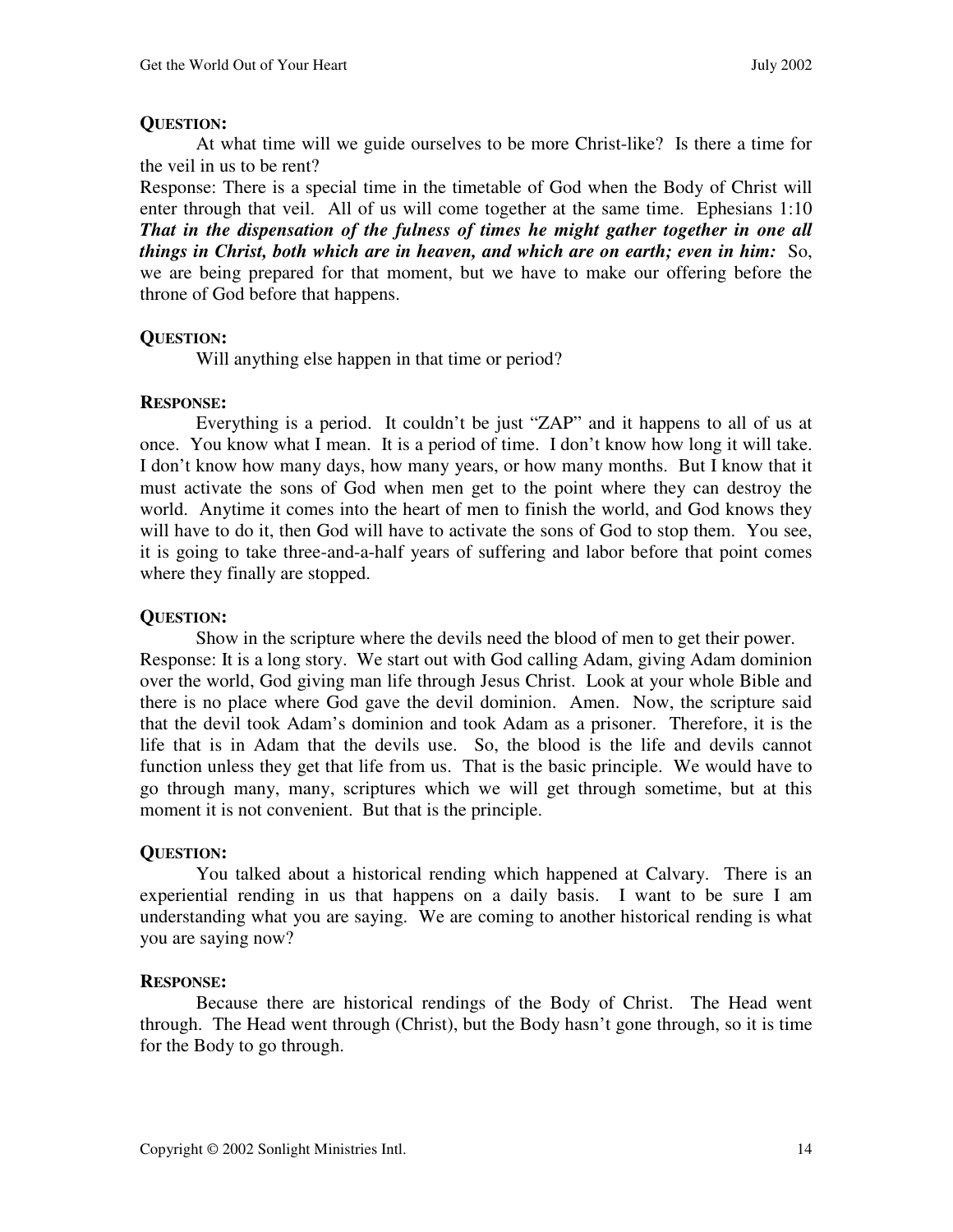**QUESTION:**

At what time will we guide ourselves to be more Christ-like? Is there a time for the veil in us to be rent?

Response: There is a special time in the timetable of God when the Body of Christ will enter through that veil. All of us will come together at the same time. Ephesians 1:10 ***That in the dispensation of the fulness of times he might gather together in one all things in Christ, both which are in heaven, and which are on earth; even in him:*** So, we are being prepared for that moment, but we have to make our offering before the throne of God before that happens.

**QUESTION:**

Will anything else happen in that time or period?

**RESPONSE:**

Everything is a period. It couldn't be just "ZAP" and it happens to all of us at once. You know what I mean. It is a period of time. I don't know how long it will take. I don't know how many days, how many years, or how many months. But I know that it must activate the sons of God when men get to the point where they can destroy the world. Anytime it comes into the heart of men to finish the world, and God knows they will have to do it, then God will have to activate the sons of God to stop them. You see, it is going to take three-and-a-half years of suffering and labor before that point comes where they finally are stopped.

**QUESTION:**

Show in the scripture where the devils need the blood of men to get their power.

Response: It is a long story. We start out with God calling Adam, giving Adam dominion over the world, God giving man life through Jesus Christ. Look at your whole Bible and there is no place where God gave the devil dominion. Amen. Now, the scripture said that the devil took Adam's dominion and took Adam as a prisoner. Therefore, it is the life that is in Adam that the devils use. So, the blood is the life and devils cannot function unless they get that life from us. That is the basic principle. We would have to go through many, many, scriptures which we will get through sometime, but at this moment it is not convenient. But that is the principle.

**QUESTION:**

You talked about a historical rending which happened at Calvary. There is an experiential rending in us that happens on a daily basis. I want to be sure I am understanding what you are saying. We are coming to another historical rending is what you are saying now?

**RESPONSE:**

Because there are historical rendings of the Body of Christ. The Head went through. The Head went through (Christ), but the Body hasn't gone through, so it is time for the Body to go through.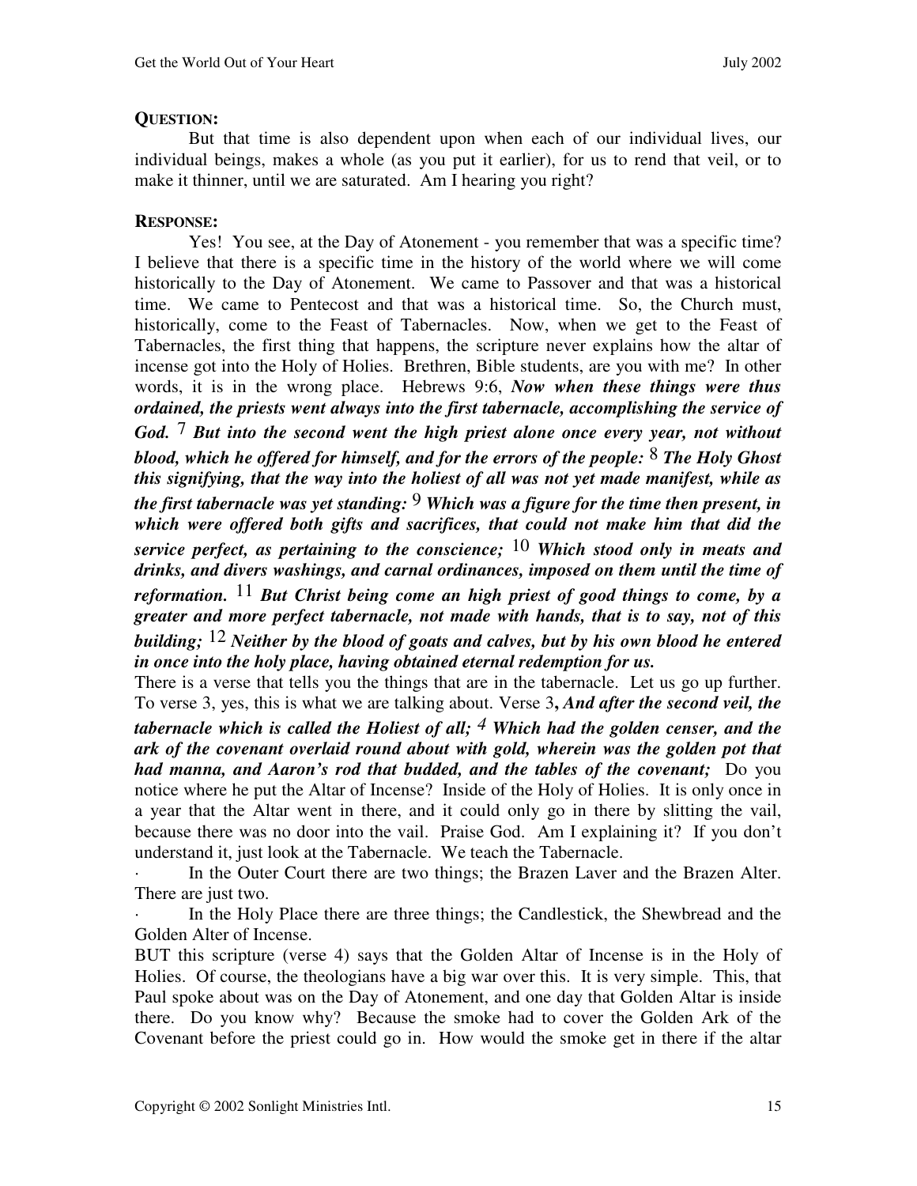**QUESTION:**

But that time is also dependent upon when each of our individual lives, our individual beings, makes a whole (as you put it earlier), for us to rend that veil, or to make it thinner, until we are saturated. Am I hearing you right?

**RESPONSE:**

Yes! You see, at the Day of Atonement - you remember that was a specific time? I believe that there is a specific time in the history of the world where we will come historically to the Day of Atonement. We came to Passover and that was a historical time. We came to Pentecost and that was a historical time. So, the Church must, historically, come to the Feast of Tabernacles. Now, when we get to the Feast of Tabernacles, the first thing that happens, the scripture never explains how the altar of incense got into the Holy of Holies. Brethren, Bible students, are you with me? In other words, it is in the wrong place. Hebrews 9:6, ***Now when these things were thus ordained, the priests went always into the first tabernacle, accomplishing the service of God.*** 7 ***But into the second went the high priest alone once every year, not without blood, which he offered for himself, and for the errors of the people:*** 8 ***The Holy Ghost this signifying, that the way into the holiest of all was not yet made manifest, while as the first tabernacle was yet standing:*** 9 ***Which was a figure for the time then present, in which were offered both gifts and sacrifices, that could not make him that did the service perfect, as pertaining to the conscience;*** 10 ***Which stood only in meats and drinks, and divers washings, and carnal ordinances, imposed on them until the time of reformation.*** 11 ***But Christ being come an high priest of good things to come, by a greater and more perfect tabernacle, not made with hands, that is to say, not of this building;*** 12 ***Neither by the blood of goats and calves, but by his own blood he entered in once into the holy place, having obtained eternal redemption for us.***

There is a verse that tells you the things that are in the tabernacle. Let us go up further. To verse 3, yes, this is what we are talking about. Verse 3**,** ***And after the second veil, the tabernacle which is called the Holiest of all;*** *4* ***Which had the golden censer, and the ark of the covenant overlaid round about with gold, wherein was the golden pot that had manna, and Aaron's rod that budded, and the tables of the covenant;*** Do you notice where he put the Altar of Incense? Inside of the Holy of Holies. It is only once in a year that the Altar went in there, and it could only go in there by slitting the vail, because there was no door into the vail. Praise God. Am I explaining it? If you don't understand it, just look at the Tabernacle. We teach the Tabernacle.

- In the Outer Court there are two things; the Brazen Laver and the Brazen Alter. There are just two.
- In the Holy Place there are three things; the Candlestick, the Shewbread and the Golden Alter of Incense.

BUT this scripture (verse 4) says that the Golden Altar of Incense is in the Holy of Holies. Of course, the theologians have a big war over this. It is very simple. This, that Paul spoke about was on the Day of Atonement, and one day that Golden Altar is inside there. Do you know why? Because the smoke had to cover the Golden Ark of the Covenant before the priest could go in. How would the smoke get in there if the altar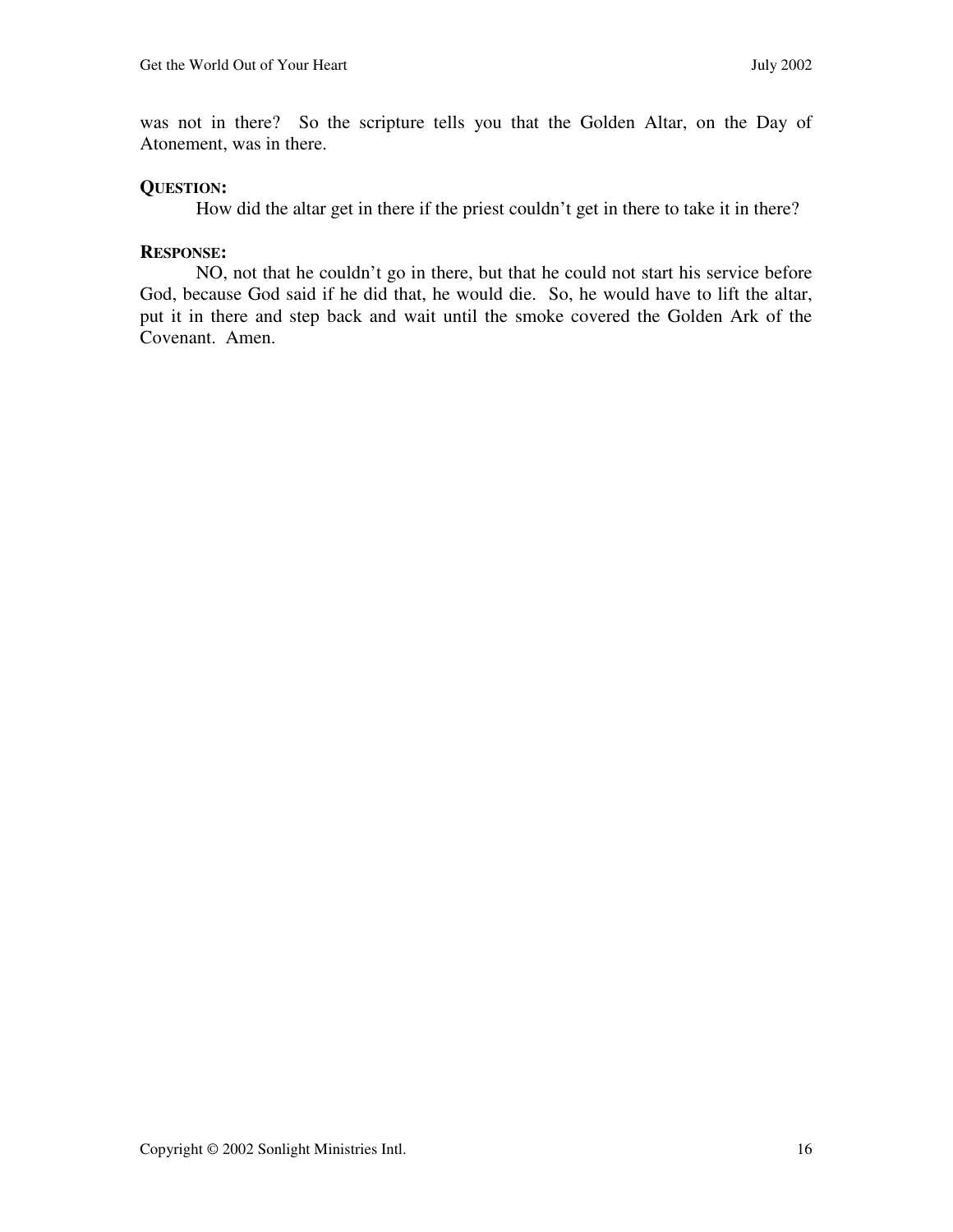was not in there? So the scripture tells you that the Golden Altar, on the Day of Atonement, was in there.

**QUESTION:**

How did the altar get in there if the priest couldn't get in there to take it in there?

**RESPONSE:**

NO, not that he couldn't go in there, but that he could not start his service before God, because God said if he did that, he would die. So, he would have to lift the altar, put it in there and step back and wait until the smoke covered the Golden Ark of the Covenant. Amen.